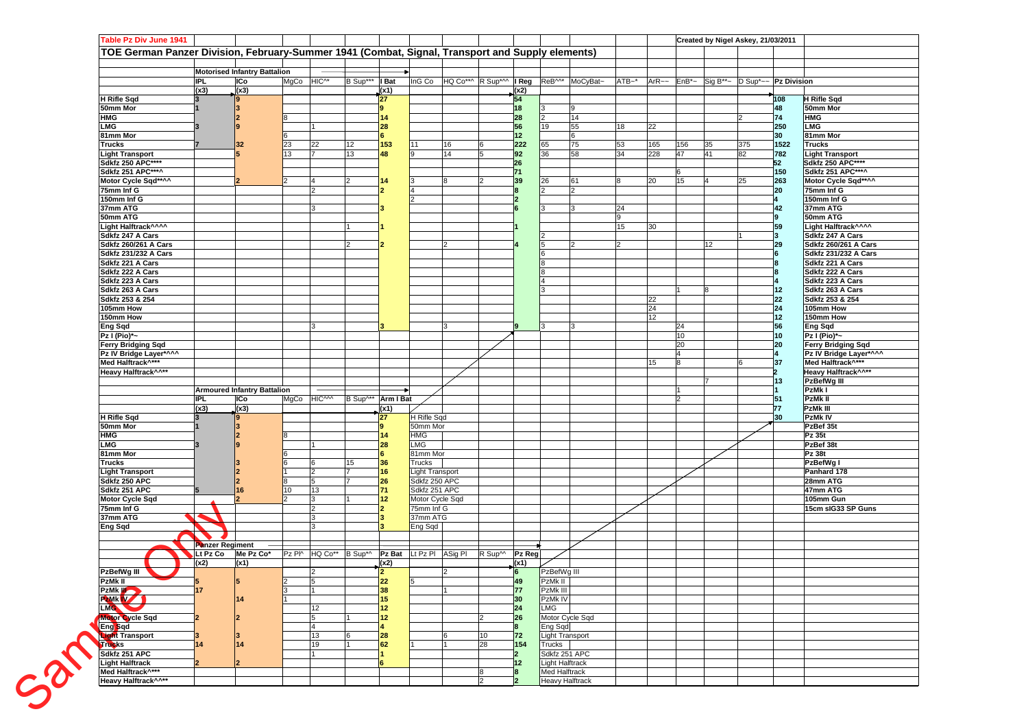**Table Pz Div June 1941**

Created by Nigel Askey, 21/03/2011

# TOE German Panzer Division, February-Summer 1941 (Combat, Signal, Transport and Supply elements)

| | Motorised Infantry Battalion | | | | | | | | | | | | | | | | | | |
|---|---|---|---|---|---|---|---|---|---|---|---|---|---|---|---|---|---|---|---|
| | IPL | ICo | MgCo | HIC^^ | B Sup*** | I Bat | InG Co | HQ Co**^ | R Sup*^^ | I Reg | ReB^^* | MoCyBat~ | ATB~* | ArR~~ | EnB*~ | Sig B**~ | D Sup*~~ | Pz Division | |
| | (x3) | (x3) | | | | (x1) | | | | (x2) | | | | | | | | | |
| H Rifle Sqd | 3 | 9 | | | | 27 | | | | 54 | | | | | | | | 108 | H Rifle Sqd |
| 50mm Mor | 1 | 3 | | | | 9 | | | | 18 | 3 | 9 | | | | | | 48 | 50mm Mor |
| HMG | | 2 | 8 | | | 14 | | | | 28 | 2 | 14 | | | | | 2 | 74 | HMG |
| LMG | 3 | 9 | | 1 | | 28 | | | | 56 | 19 | 55 | 18 | 22 | | | | 250 | LMG |
| 81mm Mor | | | 6 | | | 6 | | | | 12 | | 6 | | | | | | 30 | 81mm Mor |
| Trucks | 7 | 32 | 23 | 22 | 12 | 153 | 11 | 16 | 6 | 222 | 65 | 75 | 53 | 165 | 156 | 35 | 375 | 1522 | Trucks |
| Light Transport | | 5 | 13 | 7 | 13 | 48 | 9 | 14 | 5 | 92 | 36 | 58 | 34 | 228 | 47 | 41 | 82 | 782 | Light Transport |
| Sdkfz 250 APC**** | | | | | | | | | | 26 | | | | | | | | 52 | Sdkfz 250 APC**** |
| Sdkfz 251 APC***^ | | | | | | | | | | 71 | | | | | 6 | | | 150 | Sdkfz 251 APC***^ |
| Motor Cycle Sqd**^^ | | 2 | 2 | 4 | 2 | 14 | 3 | 8 | 2 | 39 | 26 | 61 | 8 | 20 | 15 | 4 | 25 | 263 | Motor Cycle Sqd**^^ |
| 75mm Inf G | | | | 2 | | 2 | 4 | | | 8 | 2 | 2 | | | | | | 20 | 75mm Inf G |
| 150mm Inf G | | | | | | | 2 | | | 2 | | | | | | | | 4 | 150mm Inf G |
| 37mm ATG | | | | 3 | | 3 | | | | 6 | 3 | 3 | 24 | | | | | 42 | 37mm ATG |
| 50mm ATG | | | | | | | | | | | | | 9 | | | | | 9 | 50mm ATG |
| Light Halftrack^^^^ | | | | | 1 | 1 | | | | 1 | | | 15 | 30 | | | | 59 | Light Halftrack^^^^ |
| Sdkfz 247 A Cars | | | | | | | | | | | 2 | | | | | | 1 | 3 | Sdkfz 247 A Cars |
| Sdkfz 260/261 A Cars | | | | | 2 | 2 | | 2 | | 4 | 5 | 2 | 2 | | | 12 | | 29 | Sdkfz 260/261 A Cars |
| Sdkfz 231/232 A Cars | | | | | | | | | | | 6 | | | | | | | 6 | Sdkfz 231/232 A Cars |
| Sdkfz 221 A Cars | | | | | | | | | | | 8 | | | | | | | 8 | Sdkfz 221 A Cars |
| Sdkfz 222 A Cars | | | | | | | | | | | 8 | | | | | | | 8 | Sdkfz 222 A Cars |
| Sdkfz 223 A Cars | | | | | | | | | | | 4 | | | | | | | 4 | Sdkfz 223 A Cars |
| Sdkfz 263 A Cars | | | | | | | | | | | 3 | | | | 1 | 8 | | 12 | Sdkfz 263 A Cars |
| Sdkfz 253 & 254 | | | | | | | | | | | | | | 22 | | | | 22 | Sdkfz 253 & 254 |
| 105mm How | | | | | | | | | | | | | | 24 | | | | 24 | 105mm How |
| 150mm How | | | | | | | | | | | | | | 12 | | | | 12 | 150mm How |
| Eng Sqd | | | | 3 | | 3 | | 3 | | 9 | 3 | 3 | | | 24 | | | 56 | Eng Sqd |
| Pz I (Pio)*~ | | | | | | | | | | | | | | | 10 | | | 10 | Pz I (Pio)*~ |
| Ferry Bridging Sqd | | | | | | | | | | | | | | | 20 | | | 20 | Ferry Bridging Sqd |
| Pz IV Bridge Layer*^^^ | | | | | | | | | | | | | | | 4 | | | 4 | Pz IV Bridge Layer*^^^ |
| Med Halftrack^*** | | | | | | | | | | | | | | 15 | 8 | | 6 | 37 | Med Halftrack^*** |
| Heavy Halftrack^^** | | | | | | | | | | | | | | | | | | 2 | Heavy Halftrack^^** |
| | | | | | | | | | | | | | | | | 7 | | 13 | PzBefWg III |
| | Armoured Infantry Battalion | | | | | | | | | | | | | | 1 | | | 1 | PzMk I |
| | IPL | ICo | MgCo | HIC^^^ | B Sup^** | Arm I Bat | | | | | | | | | 2 | | | 51 | PzMk II |
| | (x3) | (x3) | | | | (x1) | | | | | | | | | | | | 77 | PzMk III |
| H Rifle Sqd | 3 | 9 | | | | 27 | H Rifle Sqd | | | | | | | | | | | 30 | PzMk IV |
| 50mm Mor | 1 | 3 | | | | 9 | 50mm Mor | | | | | | | | | | | | PzBef 35t |
| HMG | | 2 | 8 | | | 14 | HMG | | | | | | | | | | | | Pz 35t |
| LMG | 3 | 9 | | 1 | | 28 | LMG | | | | | | | | | | | | PzBef 38t |
| 81mm Mor | | | 6 | | | 6 | 81mm Mor | | | | | | | | | | | | Pz 38t |
| Trucks | | 3 | 6 | 6 | 15 | 36 | Trucks | | | | | | | | | | | | PzBefWg I |
| Light Transport | | 2 | 1 | 2 | 7 | 16 | Light Transport | | | | | | | | | | | | Panhard 178 |
| Sdkfz 250 APC | | 2 | 8 | 5 | 7 | 26 | Sdkfz 250 APC | | | | | | | | | | | | 28mm ATG |
| Sdkfz 251 APC | 5 | 16 | 10 | 13 | | 71 | Sdkfz 251 APC | | | | | | | | | | | | 47mm ATG |
| Motor Cycle Sqd | | 2 | 2 | 3 | 1 | 12 | Motor Cycle Sqd | | | | | | | | | | | | 105mm Gun |
| 75mm Inf G | | | | 2 | | 2 | 75mm Inf G | | | | | | | | | | | | 15cm sIG33 SP Guns |
| 37mm ATG | | | | 3 | | 3 | 37mm ATG | | | | | | | | | | | | |
| Eng Sqd | | | | 3 | | 3 | Eng Sqd | | | | | | | | | | | | |
| | Panzer Regiment | | | | | | | | | | | | | | | | | | |
| | Lt Pz Co | Me Pz Co* | Pz Pl^ | HQ Co** | B Sup*^ | Pz Bat | Lt Pz Pl | ASig Pl | R Sup^^ | Pz Reg | | | | | | | | | |
| | (x2) | (x1) | | | | (x2) | | | | (x1) | | | | | | | | | |
| PzBefWg III | | | | 2 | | 2 | | 2 | | 6 | PzBefWg III | | | | | | | | |
| PzMk II | 5 | 5 | 2 | 5 | | 22 | 5 | | | 49 | PzMk II | | | | | | | | |
| PzMk III | 17 | | 3 | 1 | | 38 | | 1 | | 77 | PzMk III | | | | | | | | |
| PzMk IV | | 14 | 1 | | | 15 | | | | 30 | PzMk IV | | | | | | | | |
| LMG | | | | 12 | | 12 | | | | 24 | LMG | | | | | | | | |
| Motor Cycle Sqd | 2 | 2 | | 5 | 1 | 12 | | | 2 | 26 | Motor Cycle Sqd | | | | | | | | |
| Eng Sqd | | | | 4 | | 4 | | | | 8 | Eng Sqd | | | | | | | | |
| Light Transport | 3 | 3 | | 13 | 6 | 28 | | 6 | 10 | 72 | Light Transport | | | | | | | | |
| Trucks | 14 | 14 | | 19 | 1 | 62 | 1 | 1 | 28 | 154 | Trucks | | | | | | | | |
| Sdkfz 251 APC | | | | 1 | | 1 | | | | 2 | Sdkfz 251 APC | | | | | | | | |
| Light Halftrack | 2 | 2 | | | | 6 | | | | 12 | Light Halftrack | | | | | | | | |
| Med Halftrack^*** | | | | | | | | | 8 | 8 | Med Halftrack | | | | | | | | |
| Heavy Halftrack^^** | | | | | | | | | 2 | 2 | Heavy Halftrack | | | | | | | | |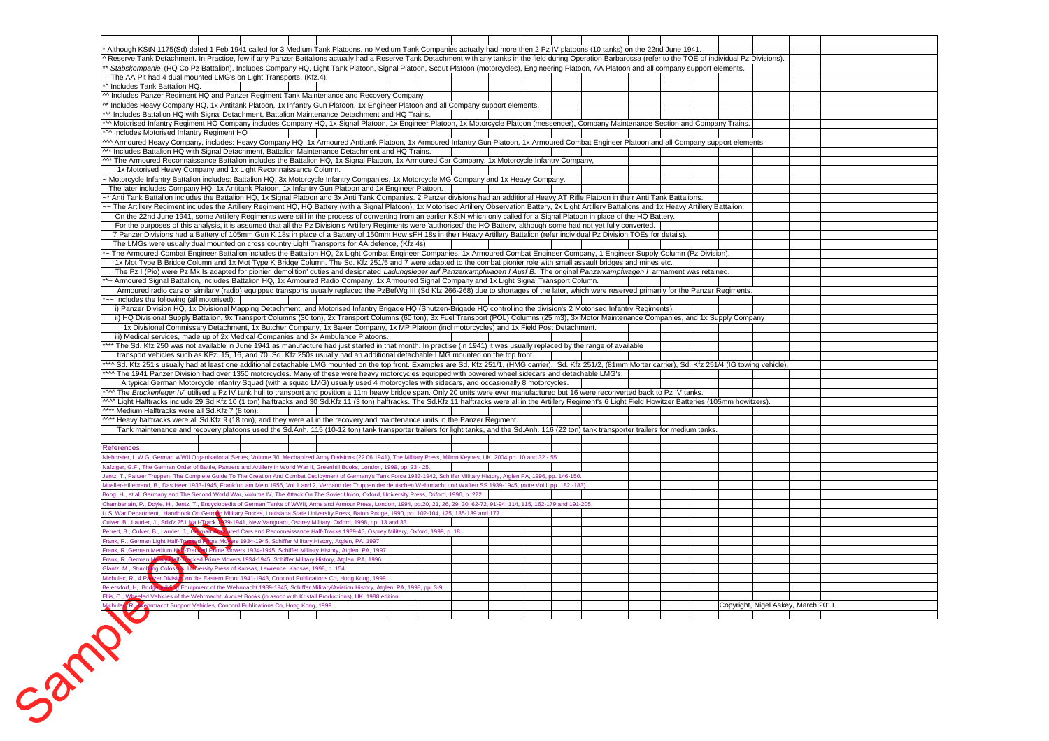* Although KStN 1175(Sd) dated 1 Feb 1941 called for 3 Medium Tank Platoons, no Medium Tank Companies actually had more then 2 Pz IV platoons (10 tanks) on the 22nd June 1941.

^ Reserve Tank Detachment. In Practise, few if any Panzer Battalions actually had a Reserve Tank Detachment with any tanks in the field during Operation Barbarossa (refer to the TOE of individual Pz Divisions).

** *Stabskompanie* (HQ Co Pz Battalion). Includes Company HQ, Light Tank Platoon, Signal Platoon, Scout Platoon (motorcycles), Engineering Platoon, AA Platoon and all company support elements.

The AA Plt had 4 dual mounted LMG's on Light Transports, (Kfz.4).

*^ Includes Tank Battalion HQ.

^^ Includes Panzer Regiment HQ and Panzer Regiment Tank Maintenance and Recovery Company

^* Includes Heavy Company HQ, 1x Antitank Platoon, 1x Infantry Gun Platoon, 1x Engineer Platoon and all Company support elements.

*** Includes Battalion HQ with Signal Detachment, Battalion Maintenance Detachment and HQ Trains.

**^ Motorised Infantry Regiment HQ Company includes Company HQ, 1x Signal Platoon, 1x Engineer Platoon, 1x Motorcycle Platoon (messenger), Company Maintenance Section and Company Trains.

*^^ Includes Motorised Infantry Regiment HQ

^^^ Armoured Heavy Company, includes: Heavy Company HQ, 1x Armoured Antitank Platoon, 1x Armoured Infantry Gun Platoon, 1x Armoured Combat Engineer Platoon and all Company support elements.

^** Includes Battalion HQ with Signal Detachment, Battalion Maintenance Detachment and HQ Trains.

^^* The Armoured Reconnaissance Battalion includes the Battalion HQ, 1x Signal Platoon, 1x Armoured Car Company, 1x Motorcycle Infantry Company,

1x Motorised Heavy Company and 1x Light Reconnaissance Column.

~ Motorcycle Infantry Battalion includes: Battalion HQ, 3x Motorcycle Infantry Companies, 1x Motorcycle MG Company and 1x Heavy Company.

The later includes Company HQ, 1x Antitank Platoon, 1x Infantry Gun Platoon and 1x Engineer Platoon.

~* Anti Tank Battalion includes the Battalion HQ, 1x Signal Platoon and 3x Anti Tank Companies. 2 Panzer divisions had an additional Heavy AT Rifle Platoon in their Anti Tank Battalions.

~~ The Artillery Regiment includes the Artillery Regiment HQ, HQ Battery (with a Signal Platoon), 1x Motorised Artillery Observation Battery, 2x Light Artillery Battalions and 1x Heavy Artillery Battalion.

On the 22nd June 1941, some Artillery Regiments were still in the process of converting from an earlier KStN which only called for a Signal Platoon in place of the HQ Battery.

For the purposes of this analysis, it is assumed that all the Pz Division's Artillery Regiments were 'authorised' the HQ Battery, although some had not yet fully converted.

7 Panzer Divisions had a Battery of 105mm Gun K 18s in place of a Battery of 150mm How sFH 18s in their Heavy Artillery Battalion (refer individual Pz Division TOEs for details).

The LMGs were usually dual mounted on cross country Light Transports for AA defence, (Kfz 4s)

*~ The Armoured Combat Engineer Battalion includes the Battalion HQ, 2x Light Combat Engineer Companies, 1x Armoured Combat Engineer Company, 1 Engineer Supply Column (Pz Division),

1x Mot Type B Bridge Column and 1x Mot Type K Bridge Column. The Sd. Kfz 251/5 and 7 were adapted to the combat pionier role with small assault bridges and mines etc.

The Pz I (Pio) were Pz Mk Is adapted for pionier 'demolition' duties and designated *Ladungsleger auf Panzerkampfwagen I Ausf B*. The original *Panzerkampfwagen I* armament was retained.

**~ Armoured Signal Battalion, includes Battalion HQ, 1x Armoured Radio Company, 1x Armoured Signal Company and 1x Light Signal Transport Column.

Armoured radio cars or similarly (radio) equipped transports usually replaced the PzBefWg III (Sd Kfz 266-268) due to shortages of the later, which were reserved primarily for the Panzer Regiments.

*~~ Includes the following (all motorised):

i) Panzer Division HQ, 1x Divisional Mapping Detachment, and Motorised Infantry Brigade HQ (Shutzen-Brigade HQ controlling the division's 2 Motorised Infantry Regiments).

ii) HQ Divisional Supply Battalion, 9x Transport Columns (30 ton), 2x Transport Columns (60 ton), 3x Fuel Transport (POL) Columns (25 m3), 3x Motor Maintenance Companies, and 1x Supply Company

1x Divisional Commissary Detachment, 1x Butcher Company, 1x Baker Company, 1x MP Platoon (incl motorcycles) and 1x Field Post Detachment.

iii) Medical services, made up of 2x Medical Companies and 3x Ambulance Platoons.

**** The Sd. Kfz 250 was not available in June 1941 as manufacture had just started in that month. In practise (in 1941) it was usually replaced by the range of available

transport vehicles such as KFz. 15, 16, and 70. Sd. Kfz 250s usually had an additional detachable LMG mounted on the top front.

***^ Sd. Kfz 251's usually had at least one additional detachable LMG mounted on the top front. Examples are Sd. Kfz 251/1, (HMG carrier), Sd. Kfz 251/2, (81mm Mortar carrier), Sd. Kfz 251/4 (IG towing vehicle),

**^^ The 1941 Panzer Division had over 1350 motorcycles. Many of these were heavy motorcycles equipped with powered wheel sidecars and detachable LMG's.

A typical German Motorcycle Infantry Squad (with a squad LMG) usually used 4 motorcycles with sidecars, and occasionally 8 motorcycles.

*^^^ The *Bruckenleger IV* utilised a Pz IV tank hull to transport and position a 11m heavy bridge span. Only 20 units were ever manufactured but 16 were reconverted back to Pz IV tanks.

^^^^ Light Halftracks include 29 Sd.Kfz 10 (1 ton) halftracks and 30 Sd.Kfz 11 (3 ton) halftracks. The Sd.Kfz 11 halftracks were all in the Artillery Regiment's 6 Light Field Howitzer Batteries (105mm howitzers).

^*** Medium Halftracks were all Sd.Kfz 7 (8 ton).

^^** Heavy halftracks were all Sd.Kfz 9 (18 ton), and they were all in the recovery and maintenance units in the Panzer Regiment.

Tank maintenance and recovery platoons used the Sd.Anh. 115 (10-12 ton) tank transporter trailers for light tanks, and the Sd.Anh. 116 (22 ton) tank transporter trailers for medium tanks.

References,

Niehorster, L.W.G, German WWII Organisational Series, Volume 3/I, Mechanized Army Divisions (22.06.1941), The Military Press, Milton Keynes, UK, 2004 pp. 10 and 32 - 55.

Nafziger, G.F., The German Order of Battle, Panzers and Artillery in World War II, Greenhill Books, London, 1999, pp. 23 - 25.

Jentz, T., Panzer Truppen, The Complete Guide To The Creation And Combat Deployment of Germany's Tank Force 1933-1942, Schiffer Military History, Atglen PA, 1996, pp. 146-150.

Mueller-Hillebrand, B., Das Heer 1933-1945, Frankfurt am Mein 1956, Vol 1 and 2, Verband der Truppen der deutschen Wehrmacht und Waffen SS 1939-1945, (note Vol II pp. 182 -183).

Boog, H., et al. Germany and The Second World War, Volume IV, The Attack On The Soviet Union, Oxford, University Press, Oxford, 1996, p. 222.

Chamberlain, P., Doyle, H., Jentz, T., Encyclopedia of German Tanks of WWII, Arms and Armour Press, London, 1994, pp.20, 21, 26, 29, 30, 62-72, 91-94, 114, 115, 162-179 and 191-205.

U.S. War Department,. Handbook On German Military Forces, Louisiana State University Press, Baton Rouge, 1990, pp. 102-104, 125, 135-139 and 177.

Culver, B., Laurier, J., Sdkfz 251 Half-Track 1939-1941, New Vanguard, Osprey Military, Oxford, 1998, pp. 13 and 33.

Perrett, B., Culver, B., Laurier, J., German Armoured Cars and Reconnaissance Half-Tracks 1939-45, Osprey Military, Oxford, 1999, p. 18.

Frank, R., German Light Half-Tracked Prime Movers 1934-1945, Schiffer Military History, Atglen, PA, 1997.

Frank, R.,German Medium Half-Tracked Prime Movers 1934-1945, Schiffer Military History, Atglen, PA, 1997.

Frank, R.,German Heavy Half-Tracked Prime Movers 1934-1945, Schiffer Military History, Atglen, PA, 1996.

Glantz, M., Stumbling Colossus, University Press of Kansas, Lawrence, Kansas, 1998, p. 154.

Michulec, R., 4 Panzer Division on the Eastern Front 1941-1943, Concord Publications Co, Hong Kong, 1999.

Beiersdorf, H,. Bridge Building Equipment of the Wehrmacht 1939-1945, Schiffer Military/Aviation History, Atglen, PA, 1998, pp. 3-9.

Ellis, C., Wheeled Vehicles of the Wehrmacht, Avocet Books (in asocc with Kristall Productions), UK, 1988 edition.

Michulec, R., Wehrmacht Support Vehicles, Concord Publications Co, Hong Kong, 1999.

Copyright, Nigel Askey, March 2011.

Sample Only